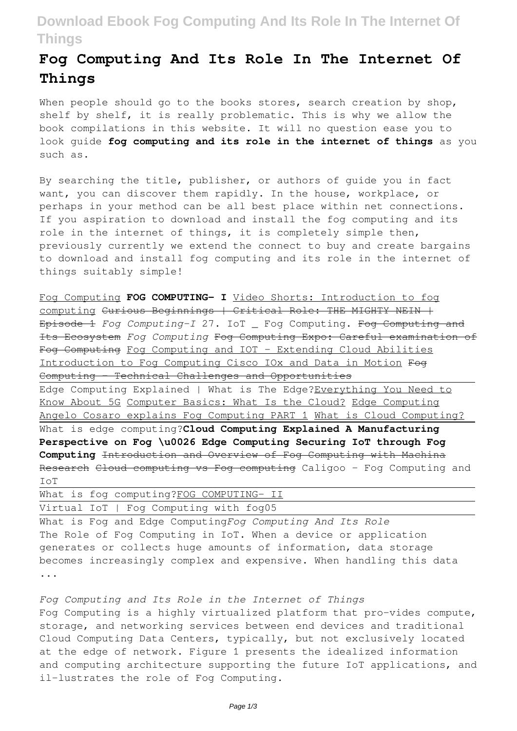# Fog Computing And Its Role In The Internet Of Things

When people should go to the books stores, search creation by shop, shelf by shelf, it is really problematic. This is why we allow the book compilations in this website. It will no question ease you to look guide **fog computing and its role in the internet of things** as you such as.

By searching the title, publisher, or authors of guide you in fact want, you can discover them rapidly. In the house, workplace, or perhaps in your method can be all best place within net connections. If you aspiration to download and install the fog computing and its role in the internet of things, it is completely simple then, previously currently we extend the connect to buy and create bargains to download and install fog computing and its role in the internet of things suitably simple!

Fog Computing **FOG COMPUTING- I** Video Shorts: Introduction to fog computing ~~Curious Beginnings | Critical Role: THE MIGHTY NEIN | Episode 1~~ *Fog Computing-I* 27. IoT _ Fog Computing. ~~Fog Computing and Its Ecosystem~~ *Fog Computing* ~~Fog Computing Expo: Careful examination of Fog Computing~~ Fog Computing and IOT - Extending Cloud Abilities Introduction to Fog Computing Cisco IOx and Data in Motion ~~Fog Computing - Technical Challenges and Opportunities~~

Edge Computing Explained | What is The Edge? Everything You Need to Know About 5G Computer Basics: What Is the Cloud? Edge Computing Angelo Cosaro explains Fog Computing PART 1 What is Cloud Computing?

What is edge computing? **Cloud Computing Explained A Manufacturing Perspective on Fog \u0026 Edge Computing Securing IoT through Fog Computing** ~~Introduction and Overview of Fog Computing with Machina Research~~ ~~Cloud computing vs Fog computing~~ Caligoo - Fog Computing and IoT

What is fog computing? FOG COMPUTING- II

Virtual IoT | Fog Computing with fog05

What is Fog and Edge Computing *Fog Computing And Its Role*

The Role of Fog Computing in IoT. When a device or application generates or collects huge amounts of information, data storage becomes increasingly complex and expensive. When handling this data ...

*Fog Computing and Its Role in the Internet of Things*

Fog Computing is a highly virtualized platform that pro-vides compute, storage, and networking services between end devices and traditional Cloud Computing Data Centers, typically, but not exclusively located at the edge of network. Figure 1 presents the idealized information and computing architecture supporting the future IoT applications, and il-lustrates the role of Fog Computing.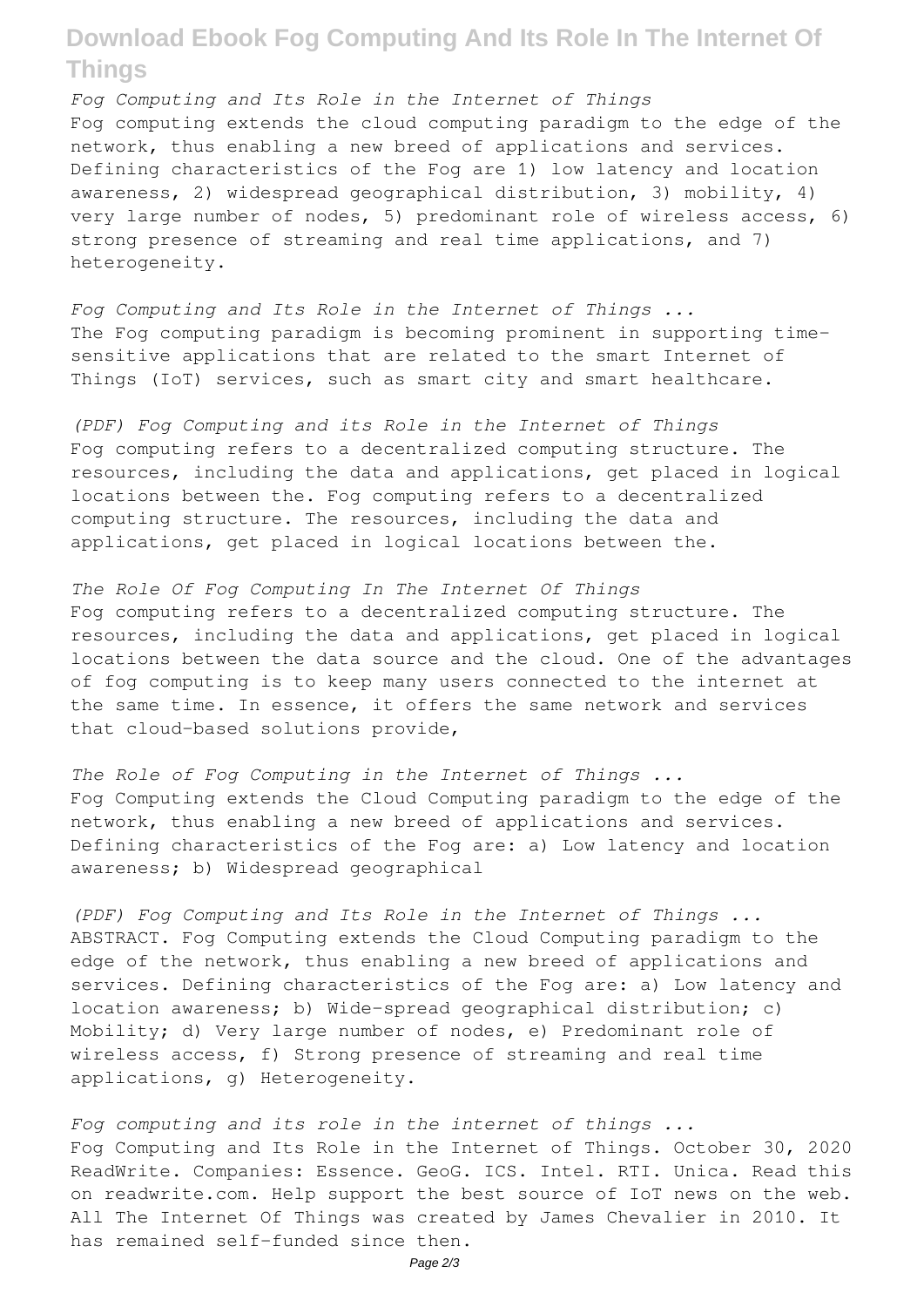*Fog Computing and Its Role in the Internet of Things*

Fog computing extends the cloud computing paradigm to the edge of the network, thus enabling a new breed of applications and services. Defining characteristics of the Fog are 1) low latency and location awareness, 2) widespread geographical distribution, 3) mobility, 4) very large number of nodes, 5) predominant role of wireless access, 6) strong presence of streaming and real time applications, and 7) heterogeneity.

*Fog Computing and Its Role in the Internet of Things ...*

The Fog computing paradigm is becoming prominent in supporting time-sensitive applications that are related to the smart Internet of Things (IoT) services, such as smart city and smart healthcare.

*(PDF) Fog Computing and its Role in the Internet of Things*

Fog computing refers to a decentralized computing structure. The resources, including the data and applications, get placed in logical locations between the. Fog computing refers to a decentralized computing structure. The resources, including the data and applications, get placed in logical locations between the.

*The Role Of Fog Computing In The Internet Of Things*

Fog computing refers to a decentralized computing structure. The resources, including the data and applications, get placed in logical locations between the data source and the cloud. One of the advantages of fog computing is to keep many users connected to the internet at the same time. In essence, it offers the same network and services that cloud-based solutions provide,

*The Role of Fog Computing in the Internet of Things ...*

Fog Computing extends the Cloud Computing paradigm to the edge of the network, thus enabling a new breed of applications and services. Defining characteristics of the Fog are: a) Low latency and location awareness; b) Widespread geographical

*(PDF) Fog Computing and Its Role in the Internet of Things ...*

ABSTRACT. Fog Computing extends the Cloud Computing paradigm to the edge of the network, thus enabling a new breed of applications and services. Defining characteristics of the Fog are: a) Low latency and location awareness; b) Wide-spread geographical distribution; c) Mobility; d) Very large number of nodes, e) Predominant role of wireless access, f) Strong presence of streaming and real time applications, g) Heterogeneity.

*Fog computing and its role in the internet of things ...*

Fog Computing and Its Role in the Internet of Things. October 30, 2020 ReadWrite. Companies: Essence. GeoG. ICS. Intel. RTI. Unica. Read this on readwrite.com. Help support the best source of IoT news on the web. All The Internet Of Things was created by James Chevalier in 2010. It has remained self-funded since then.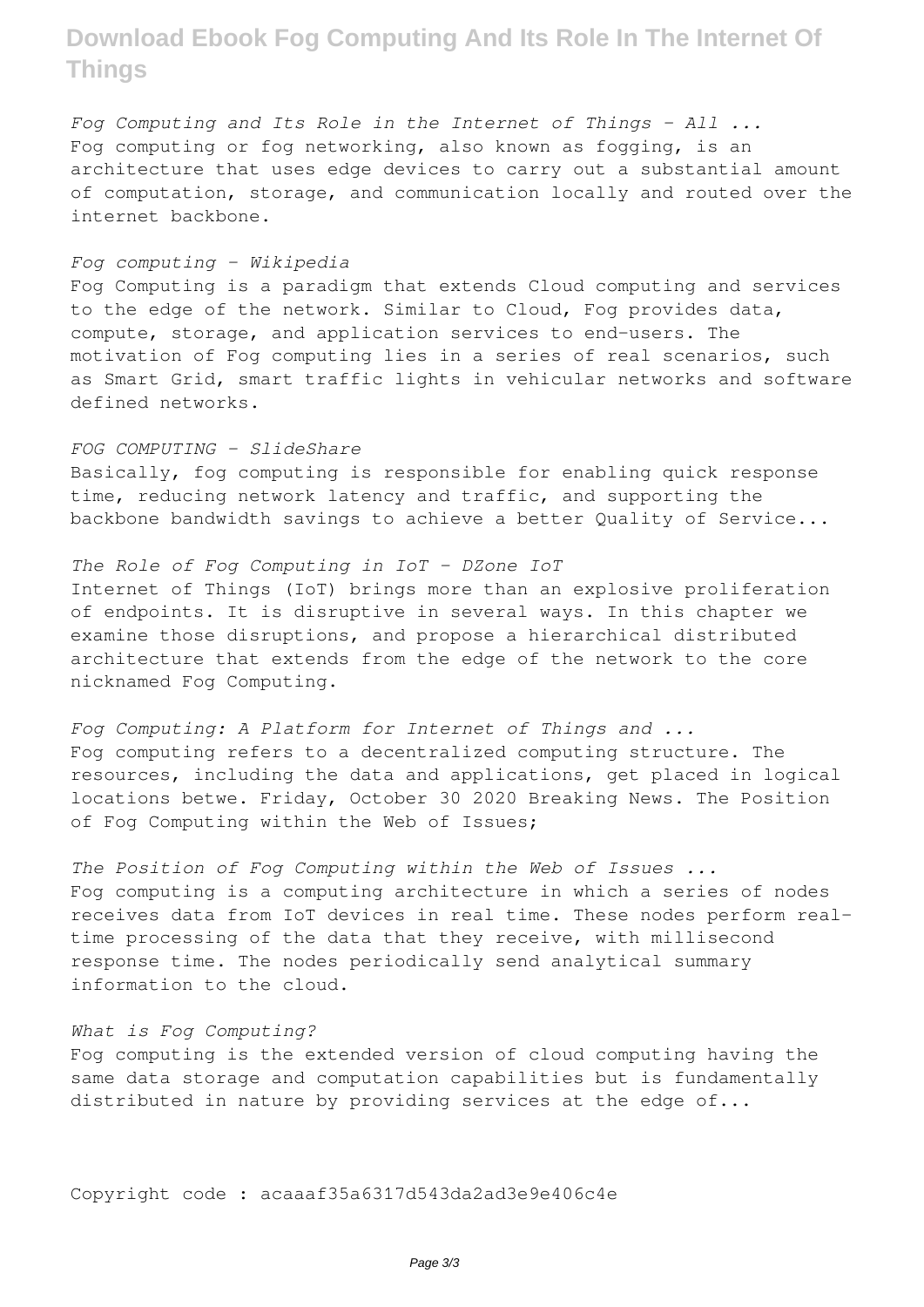*Fog Computing and Its Role in the Internet of Things - All ...*
Fog computing or fog networking, also known as fogging, is an architecture that uses edge devices to carry out a substantial amount of computation, storage, and communication locally and routed over the internet backbone.

*Fog computing - Wikipedia*
Fog Computing is a paradigm that extends Cloud computing and services to the edge of the network. Similar to Cloud, Fog provides data, compute, storage, and application services to end-users. The motivation of Fog computing lies in a series of real scenarios, such as Smart Grid, smart traffic lights in vehicular networks and software defined networks.

*FOG COMPUTING - SlideShare*
Basically, fog computing is responsible for enabling quick response time, reducing network latency and traffic, and supporting the backbone bandwidth savings to achieve a better Quality of Service...

*The Role of Fog Computing in IoT - DZone IoT*
Internet of Things (IoT) brings more than an explosive proliferation of endpoints. It is disruptive in several ways. In this chapter we examine those disruptions, and propose a hierarchical distributed architecture that extends from the edge of the network to the core nicknamed Fog Computing.

*Fog Computing: A Platform for Internet of Things and ...*
Fog computing refers to a decentralized computing structure. The resources, including the data and applications, get placed in logical locations betwe. Friday, October 30 2020 Breaking News. The Position of Fog Computing within the Web of Issues;

*The Position of Fog Computing within the Web of Issues ...*
Fog computing is a computing architecture in which a series of nodes receives data from IoT devices in real time. These nodes perform real-time processing of the data that they receive, with millisecond response time. The nodes periodically send analytical summary information to the cloud.

*What is Fog Computing?*
Fog computing is the extended version of cloud computing having the same data storage and computation capabilities but is fundamentally distributed in nature by providing services at the edge of...

Copyright code : acaaaf35a6317d543da2ad3e9e406c4e